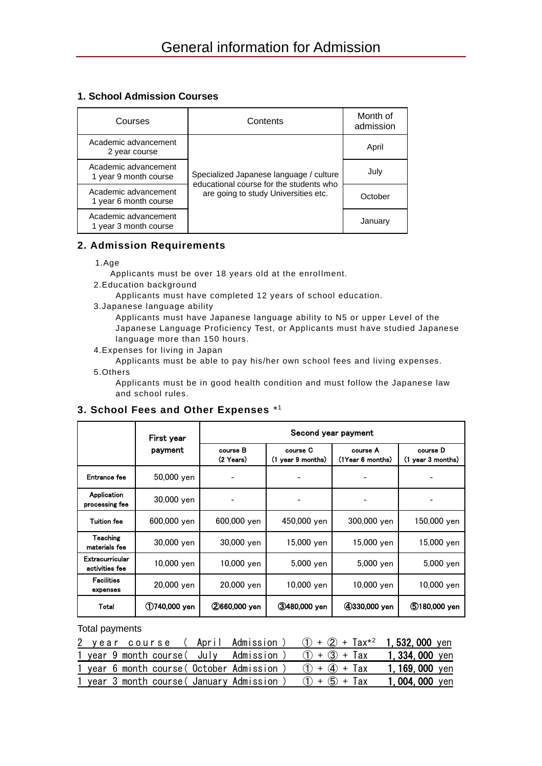# General information for Admission

### 1. School Admission Courses

| Courses | Contents | Month of admission |
| --- | --- | --- |
| Academic advancement 2 year course | Specialized Japanese language / culture educational course for the students who are going to study Universities etc. | April |
| Academic advancement 1 year 9 month course | | July |
| Academic advancement 1 year 6 month course | | October |
| Academic advancement 1 year 3 month course | | January |

### 2. Admission Requirements

1. Age

   Applicants must be over 18 years old at the enrollment.

2. Education background

   Applicants must have completed 12 years of school education.

3. Japanese language ability

   Applicants must have Japanese language ability to N5 or upper Level of the Japanese Language Proficiency Test, or Applicants must have studied Japanese language more than 150 hours.

4. Expenses for living in Japan

   Applicants must be able to pay his/her own school fees and living expenses.

5. Others

   Applicants must be in good health condition and must follow the Japanese law and school rules.

### 3. School Fees and Other Expenses *[1]

| | First year payment | Second year payment | | | |
| --- | --- | --- | --- | --- | --- |
| | | course B (2 Years) | course C (1 year 9 months) | course A (1Year 6 months) | course D (1 year 3 months) |
| Entrance fee | 50,000 yen | - | - | - | - |
| Application processing fee | 30,000 yen | - | - | - | - |
| Tuition fee | 600,000 yen | 600,000 yen | 450,000 yen | 300,000 yen | 150,000 yen |
| Teaching materials fee | 30,000 yen | 30,000 yen | 15,000 yen | 15,000 yen | 15,000 yen |
| Extracurricular activities fee | 10,000 yen | 10,000 yen | 5,000 yen | 5,000 yen | 5,000 yen |
| Facilities expenses | 20,000 yen | 20,000 yen | 10,000 yen | 10,000 yen | 10,000 yen |
| Total | ①740,000 yen | ②660,000 yen | ③480,000 yen | ④330,000 yen | ⑤180,000 yen |

Total payments

| | | |
| --- | --- | --- |
| 2 year course ( April Admission ) | ① + ② + Tax*[2] | **1,532,000** yen |
| 1 year 9 month course( July Admission ) | ① + ③ + Tax | **1,334,000** yen |
| 1 year 6 month course( October Admission ) | ① + ④ + Tax | **1,169,000** yen |
| 1 year 3 month course( January Admission ) | ① + ⑤ + Tax | **1,004,000** yen |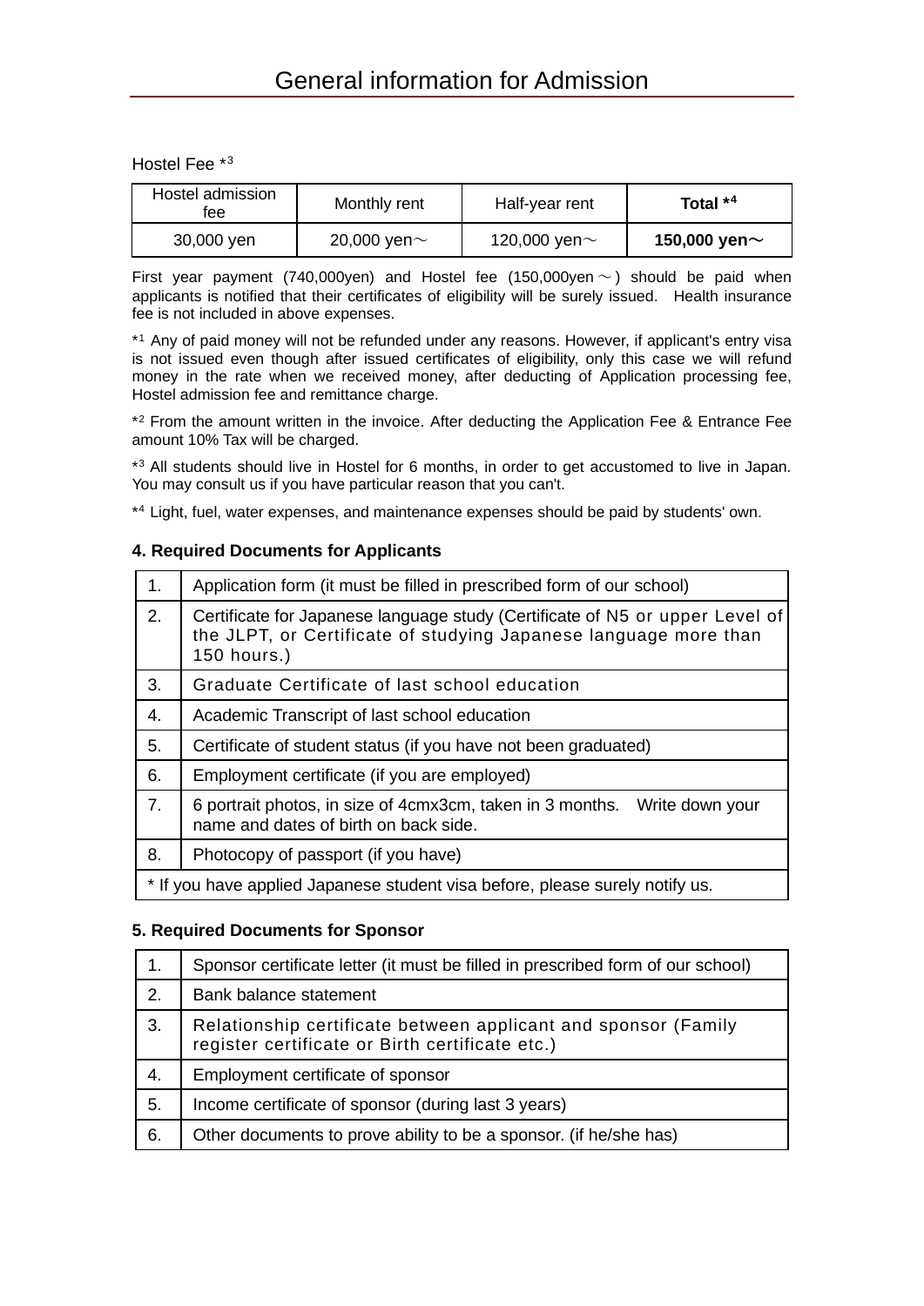# General information for Admission

Hostel Fee *[3]

| Hostel admission fee | Monthly rent | Half-year rent | **Total *[4]** |
|---|---|---|---|
| 30,000 yen | 20,000 yen～ | 120,000 yen～ | **150,000 yen～** |

First year payment (740,000yen) and Hostel fee (150,000yen～) should be paid when applicants is notified that their certificates of eligibility will be surely issued. Health insurance fee is not included in above expenses.

*[1] Any of paid money will not be refunded under any reasons. However, if applicant's entry visa is not issued even though after issued certificates of eligibility, only this case we will refund money in the rate when we received money, after deducting of Application processing fee, Hostel admission fee and remittance charge.

*[2] From the amount written in the invoice. After deducting the Application Fee & Entrance Fee amount 10% Tax will be charged.

*[3] All students should live in Hostel for 6 months, in order to get accustomed to live in Japan. You may consult us if you have particular reason that you can't.

*[4] Light, fuel, water expenses, and maintenance expenses should be paid by students' own.

### 4. Required Documents for Applicants

| | |
|---|---|
| 1. | Application form (it must be filled in prescribed form of our school) |
| 2. | Certificate for Japanese language study (Certificate of N5 or upper Level of the JLPT, or Certificate of studying Japanese language more than 150 hours.) |
| 3. | Graduate Certificate of last school education |
| 4. | Academic Transcript of last school education |
| 5. | Certificate of student status (if you have not been graduated) |
| 6. | Employment certificate (if you are employed) |
| 7. | 6 portrait photos, in size of 4cmx3cm, taken in 3 months. Write down your name and dates of birth on back side. |
| 8. | Photocopy of passport (if you have) |
| * If you have applied Japanese student visa before, please surely notify us. | |

### 5. Required Documents for Sponsor

| | |
|---|---|
| 1. | Sponsor certificate letter (it must be filled in prescribed form of our school) |
| 2. | Bank balance statement |
| 3. | Relationship certificate between applicant and sponsor (Family register certificate or Birth certificate etc.) |
| 4. | Employment certificate of sponsor |
| 5. | Income certificate of sponsor (during last 3 years) |
| 6. | Other documents to prove ability to be a sponsor. (if he/she has) |